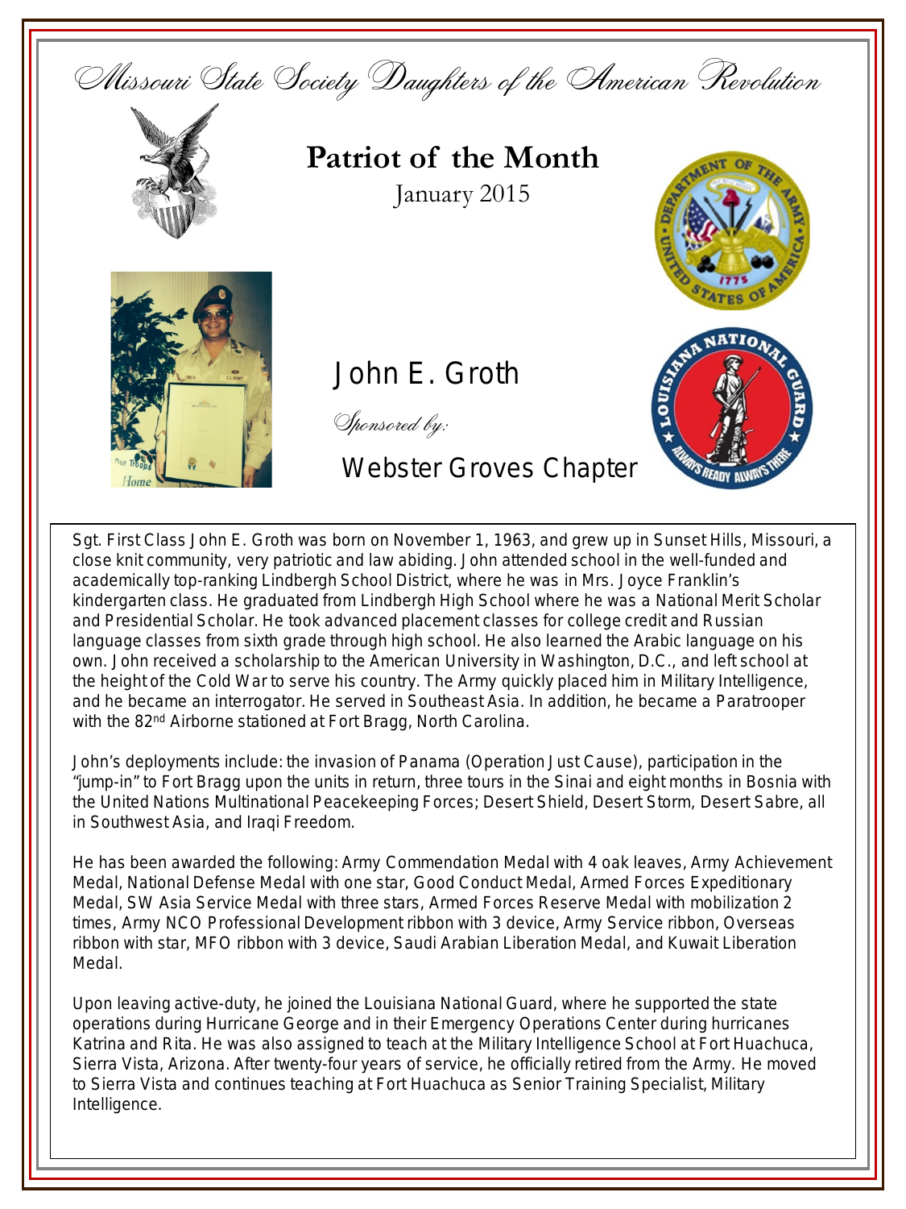# Missouri State Society Daughters of the American Revolution

## Patriot of the Month

January 2015

## John E. Groth

*Sponsored by:*

Webster Groves Chapter

Sgt. First Class John E. Groth was born on November 1, 1963, and grew up in Sunset Hills, Missouri, a close knit community, very patriotic and law abiding. John attended school in the well-funded and academically top-ranking Lindbergh School District, where he was in Mrs. Joyce Franklin's kindergarten class. He graduated from Lindbergh High School where he was a National Merit Scholar and Presidential Scholar. He took advanced placement classes for college credit and Russian language classes from sixth grade through high school. He also learned the Arabic language on his own. John received a scholarship to the American University in Washington, D.C., and left school at the height of the Cold War to serve his country. The Army quickly placed him in Military Intelligence, and he became an interrogator. He served in Southeast Asia. In addition, he became a Paratrooper with the 82nd Airborne stationed at Fort Bragg, North Carolina.

John's deployments include: the invasion of Panama (Operation Just Cause), participation in the "jump-in" to Fort Bragg upon the units in return, three tours in the Sinai and eight months in Bosnia with the United Nations Multinational Peacekeeping Forces; Desert Shield, Desert Storm, Desert Sabre, all in Southwest Asia, and Iraqi Freedom.

He has been awarded the following: Army Commendation Medal with 4 oak leaves, Army Achievement Medal, National Defense Medal with one star, Good Conduct Medal, Armed Forces Expeditionary Medal, SW Asia Service Medal with three stars, Armed Forces Reserve Medal with mobilization 2 times, Army NCO Professional Development ribbon with 3 device, Army Service ribbon, Overseas ribbon with star, MFO ribbon with 3 device, Saudi Arabian Liberation Medal, and Kuwait Liberation Medal.

Upon leaving active-duty, he joined the Louisiana National Guard, where he supported the state operations during Hurricane George and in their Emergency Operations Center during hurricanes Katrina and Rita. He was also assigned to teach at the Military Intelligence School at Fort Huachuca, Sierra Vista, Arizona. After twenty-four years of service, he officially retired from the Army. He moved to Sierra Vista and continues teaching at Fort Huachuca as Senior Training Specialist, Military Intelligence.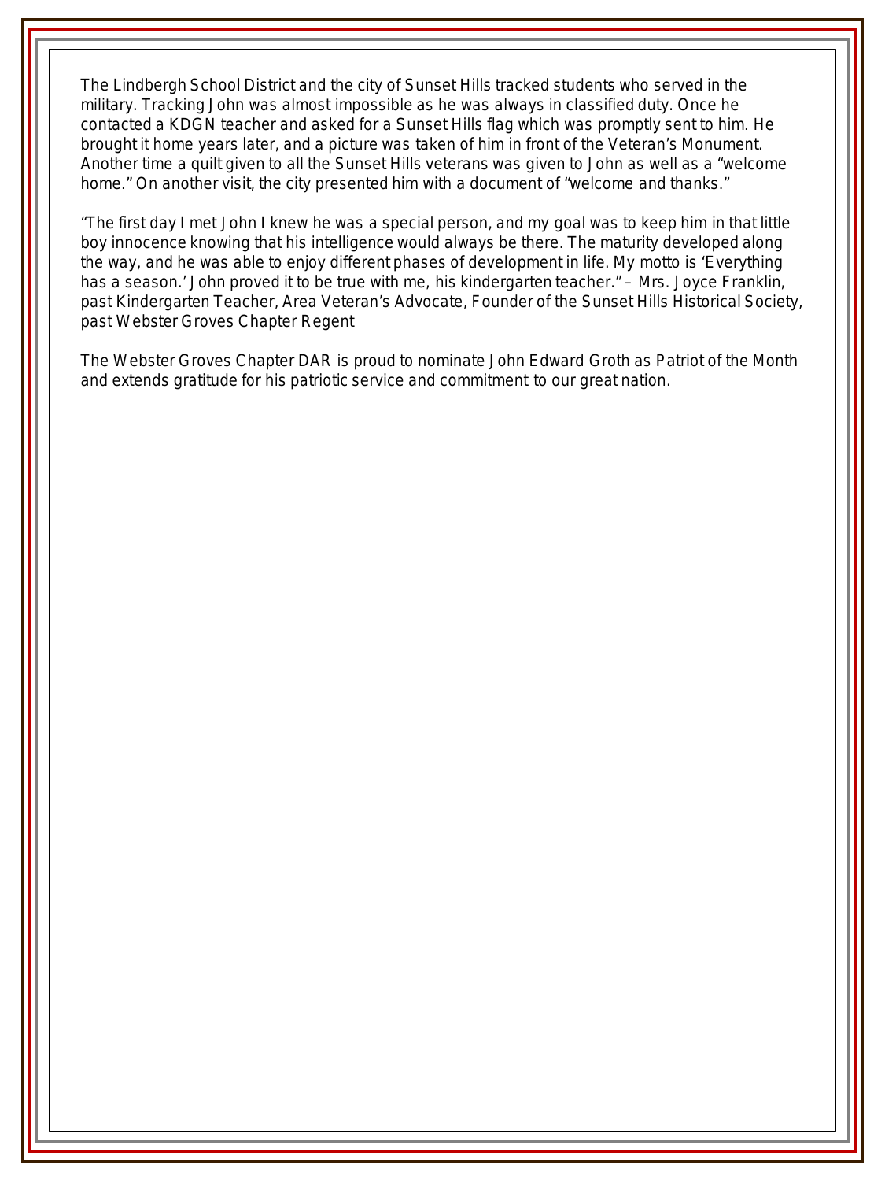The Lindbergh School District and the city of Sunset Hills tracked students who served in the military. Tracking John was almost impossible as he was always in classified duty. Once he contacted a KDGN teacher and asked for a Sunset Hills flag which was promptly sent to him. He brought it home years later, and a picture was taken of him in front of the Veteran's Monument. Another time a quilt given to all the Sunset Hills veterans was given to John as well as a "welcome home." On another visit, the city presented him with a document of "welcome and thanks."

"The first day I met John I knew he was a special person, and my goal was to keep him in that little boy innocence knowing that his intelligence would always be there. The maturity developed along the way, and he was able to enjoy different phases of development in life. My motto is 'Everything has a season.' John proved it to be true with me, his kindergarten teacher." – Mrs. Joyce Franklin, past Kindergarten Teacher, Area Veteran's Advocate, Founder of the Sunset Hills Historical Society, past Webster Groves Chapter Regent

The Webster Groves Chapter DAR is proud to nominate John Edward Groth as Patriot of the Month and extends gratitude for his patriotic service and commitment to our great nation.